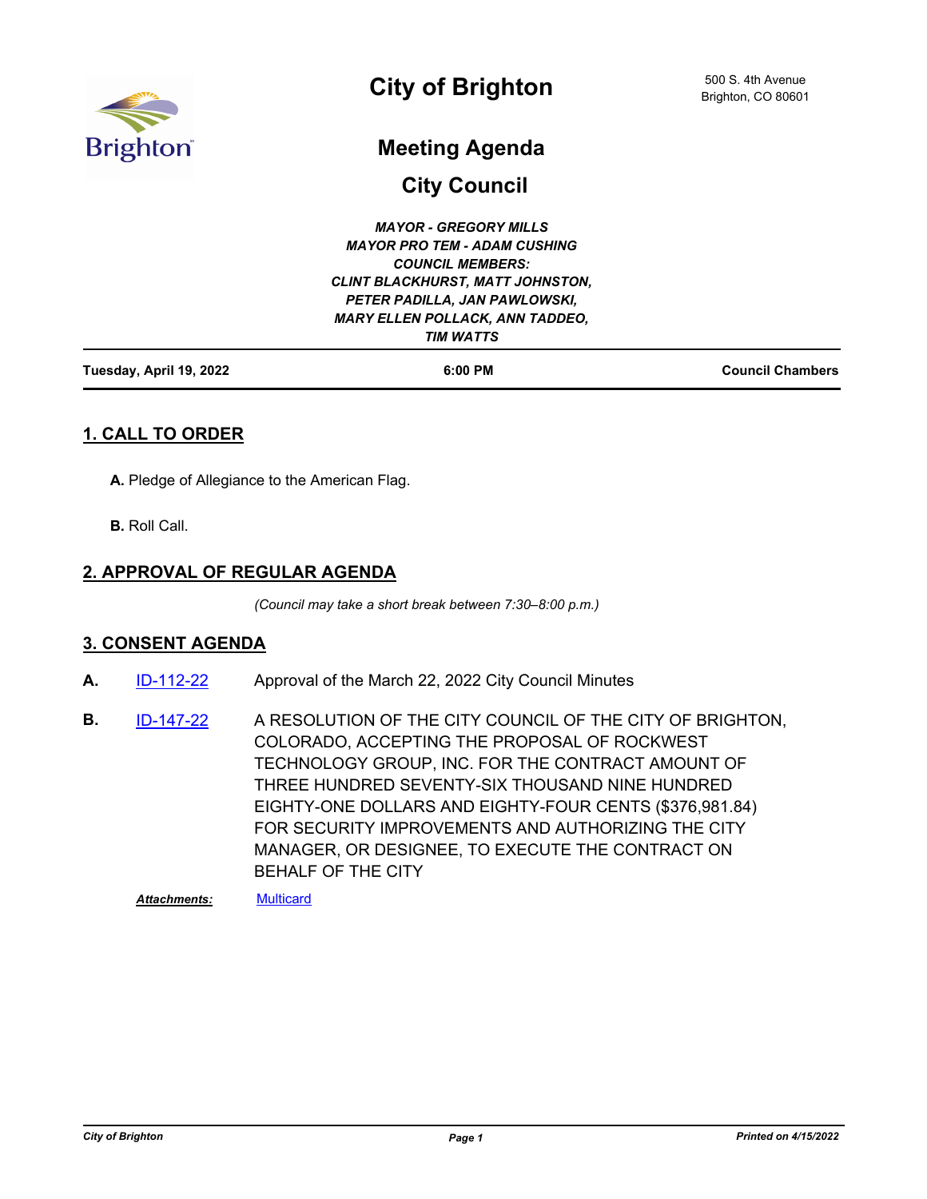# City of Brighton

500 S. 4th Avenue
Brighton, CO 80601

## Meeting Agenda

## City Council

***MAYOR - GREGORY MILLS***
***MAYOR PRO TEM - ADAM CUSHING***
***COUNCIL MEMBERS:***
***CLINT BLACKHURST, MATT JOHNSTON,***
***PETER PADILLA, JAN PAWLOWSKI,***
***MARY ELLEN POLLACK, ANN TADDEO,***
***TIM WATTS***

**Tuesday, April 19, 2022** | **6:00 PM** | **Council Chambers**

## 1. CALL TO ORDER

**A.** Pledge of Allegiance to the American Flag.

**B.** Roll Call.

## 2. APPROVAL OF REGULAR AGENDA

*(Council may take a short break between 7:30–8:00 p.m.)*

## 3. CONSENT AGENDA

**A.** ID-112-22 Approval of the March 22, 2022 City Council Minutes

**B.** ID-147-22 A RESOLUTION OF THE CITY COUNCIL OF THE CITY OF BRIGHTON, COLORADO, ACCEPTING THE PROPOSAL OF ROCKWEST TECHNOLOGY GROUP, INC. FOR THE CONTRACT AMOUNT OF THREE HUNDRED SEVENTY-SIX THOUSAND NINE HUNDRED EIGHTY-ONE DOLLARS AND EIGHTY-FOUR CENTS ($376,981.84) FOR SECURITY IMPROVEMENTS AND AUTHORIZING THE CITY MANAGER, OR DESIGNEE, TO EXECUTE THE CONTRACT ON BEHALF OF THE CITY

***Attachments:*** Multicard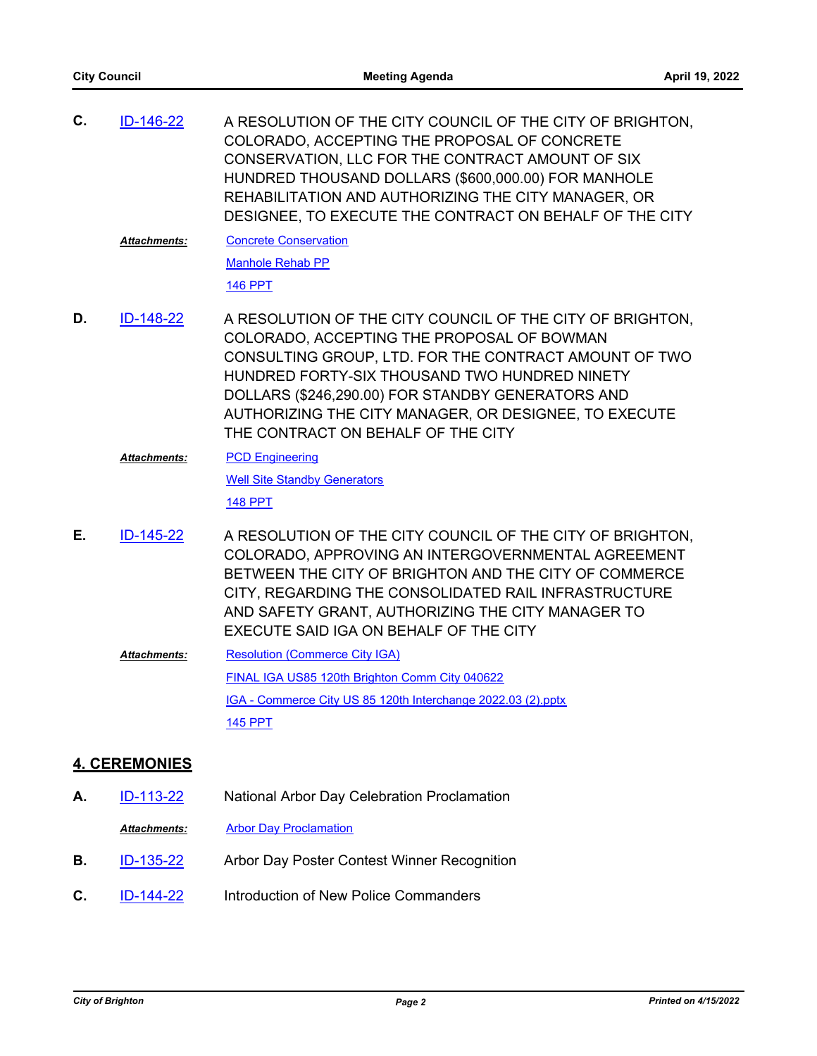**C.** ID-146-22 A RESOLUTION OF THE CITY COUNCIL OF THE CITY OF BRIGHTON, COLORADO, ACCEPTING THE PROPOSAL OF CONCRETE CONSERVATION, LLC FOR THE CONTRACT AMOUNT OF SIX HUNDRED THOUSAND DOLLARS ($600,000.00) FOR MANHOLE REHABILITATION AND AUTHORIZING THE CITY MANAGER, OR DESIGNEE, TO EXECUTE THE CONTRACT ON BEHALF OF THE CITY

***Attachments:*** Concrete Conservation
Manhole Rehab PP
146 PPT

**D.** ID-148-22 A RESOLUTION OF THE CITY COUNCIL OF THE CITY OF BRIGHTON, COLORADO, ACCEPTING THE PROPOSAL OF BOWMAN CONSULTING GROUP, LTD. FOR THE CONTRACT AMOUNT OF TWO HUNDRED FORTY-SIX THOUSAND TWO HUNDRED NINETY DOLLARS ($246,290.00) FOR STANDBY GENERATORS AND AUTHORIZING THE CITY MANAGER, OR DESIGNEE, TO EXECUTE THE CONTRACT ON BEHALF OF THE CITY

***Attachments:*** PCD Engineering
Well Site Standby Generators
148 PPT

**E.** ID-145-22 A RESOLUTION OF THE CITY COUNCIL OF THE CITY OF BRIGHTON, COLORADO, APPROVING AN INTERGOVERNMENTAL AGREEMENT BETWEEN THE CITY OF BRIGHTON AND THE CITY OF COMMERCE CITY, REGARDING THE CONSOLIDATED RAIL INFRASTRUCTURE AND SAFETY GRANT, AUTHORIZING THE CITY MANAGER TO EXECUTE SAID IGA ON BEHALF OF THE CITY

***Attachments:*** Resolution (Commerce City IGA)
FINAL IGA US85 120th Brighton Comm City 040622
IGA - Commerce City US 85 120th Interchange 2022.03 (2).pptx
145 PPT

## 4. CEREMONIES

**A.** ID-113-22 National Arbor Day Celebration Proclamation

***Attachments:*** Arbor Day Proclamation

**B.** ID-135-22 Arbor Day Poster Contest Winner Recognition

**C.** ID-144-22 Introduction of New Police Commanders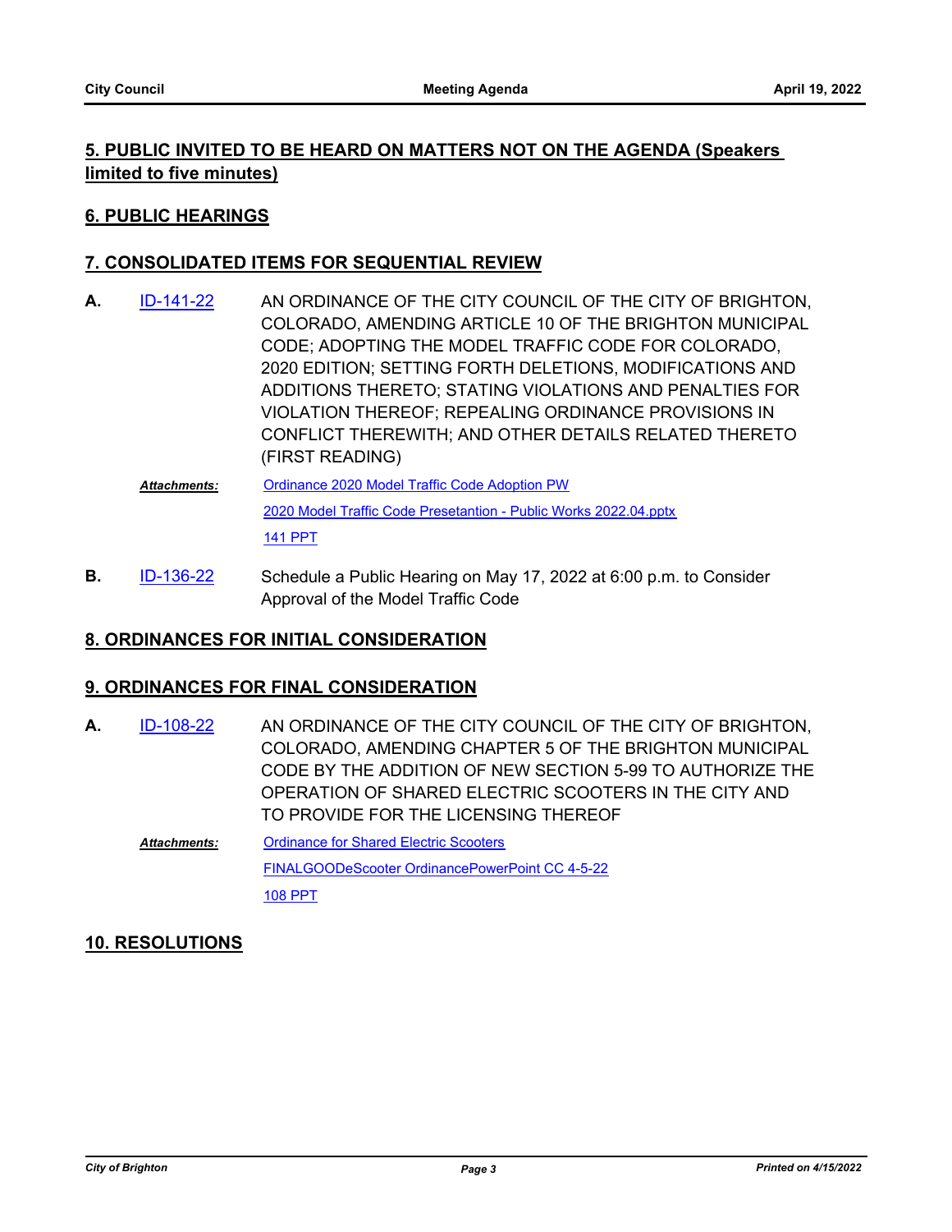## 5. PUBLIC INVITED TO BE HEARD ON MATTERS NOT ON THE AGENDA (Speakers limited to five minutes)

## 6. PUBLIC HEARINGS

## 7. CONSOLIDATED ITEMS FOR SEQUENTIAL REVIEW

**A.** ID-141-22 AN ORDINANCE OF THE CITY COUNCIL OF THE CITY OF BRIGHTON, COLORADO, AMENDING ARTICLE 10 OF THE BRIGHTON MUNICIPAL CODE; ADOPTING THE MODEL TRAFFIC CODE FOR COLORADO, 2020 EDITION; SETTING FORTH DELETIONS, MODIFICATIONS AND ADDITIONS THERETO; STATING VIOLATIONS AND PENALTIES FOR VIOLATION THEREOF; REPEALING ORDINANCE PROVISIONS IN CONFLICT THEREWITH; AND OTHER DETAILS RELATED THERETO (FIRST READING)

***Attachments:***
- Ordinance 2020 Model Traffic Code Adoption PW
- 2020 Model Traffic Code Presetantion - Public Works 2022.04.pptx
- 141 PPT

**B.** ID-136-22 Schedule a Public Hearing on May 17, 2022 at 6:00 p.m. to Consider Approval of the Model Traffic Code

## 8. ORDINANCES FOR INITIAL CONSIDERATION

## 9. ORDINANCES FOR FINAL CONSIDERATION

**A.** ID-108-22 AN ORDINANCE OF THE CITY COUNCIL OF THE CITY OF BRIGHTON, COLORADO, AMENDING CHAPTER 5 OF THE BRIGHTON MUNICIPAL CODE BY THE ADDITION OF NEW SECTION 5-99 TO AUTHORIZE THE OPERATION OF SHARED ELECTRIC SCOOTERS IN THE CITY AND TO PROVIDE FOR THE LICENSING THEREOF

***Attachments:***
- Ordinance for Shared Electric Scooters
- FINALGOODeScooter OrdinancePowerPoint CC 4-5-22
- 108 PPT

## 10. RESOLUTIONS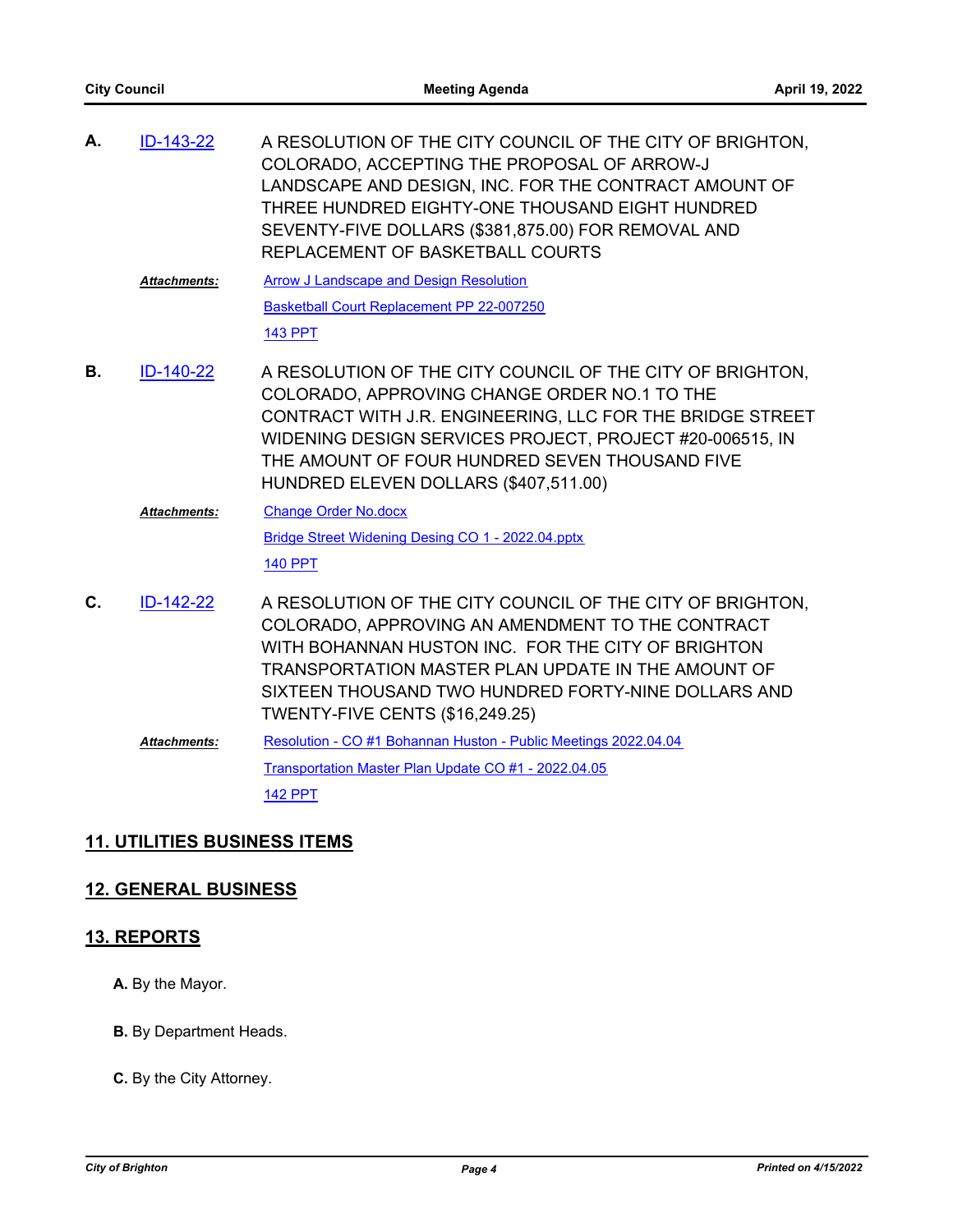**A.** ID-143-22 A RESOLUTION OF THE CITY COUNCIL OF THE CITY OF BRIGHTON, COLORADO, ACCEPTING THE PROPOSAL OF ARROW-J LANDSCAPE AND DESIGN, INC. FOR THE CONTRACT AMOUNT OF THREE HUNDRED EIGHTY-ONE THOUSAND EIGHT HUNDRED SEVENTY-FIVE DOLLARS ($381,875.00) FOR REMOVAL AND REPLACEMENT OF BASKETBALL COURTS

***Attachments:*** Arrow J Landscape and Design Resolution
Basketball Court Replacement PP 22-007250
143 PPT

**B.** ID-140-22 A RESOLUTION OF THE CITY COUNCIL OF THE CITY OF BRIGHTON, COLORADO, APPROVING CHANGE ORDER NO.1 TO THE CONTRACT WITH J.R. ENGINEERING, LLC FOR THE BRIDGE STREET WIDENING DESIGN SERVICES PROJECT, PROJECT #20-006515, IN THE AMOUNT OF FOUR HUNDRED SEVEN THOUSAND FIVE HUNDRED ELEVEN DOLLARS ($407,511.00)

***Attachments:*** Change Order No.docx
Bridge Street Widening Desing CO 1 - 2022.04.pptx
140 PPT

**C.** ID-142-22 A RESOLUTION OF THE CITY COUNCIL OF THE CITY OF BRIGHTON, COLORADO, APPROVING AN AMENDMENT TO THE CONTRACT WITH BOHANNAN HUSTON INC. FOR THE CITY OF BRIGHTON TRANSPORTATION MASTER PLAN UPDATE IN THE AMOUNT OF SIXTEEN THOUSAND TWO HUNDRED FORTY-NINE DOLLARS AND TWENTY-FIVE CENTS ($16,249.25)

***Attachments:*** Resolution - CO #1 Bohannan Huston - Public Meetings 2022.04.04
Transportation Master Plan Update CO #1 - 2022.04.05
142 PPT

## 11. UTILITIES BUSINESS ITEMS

## 12. GENERAL BUSINESS

## 13. REPORTS

**A.** By the Mayor.

**B.** By Department Heads.

**C.** By the City Attorney.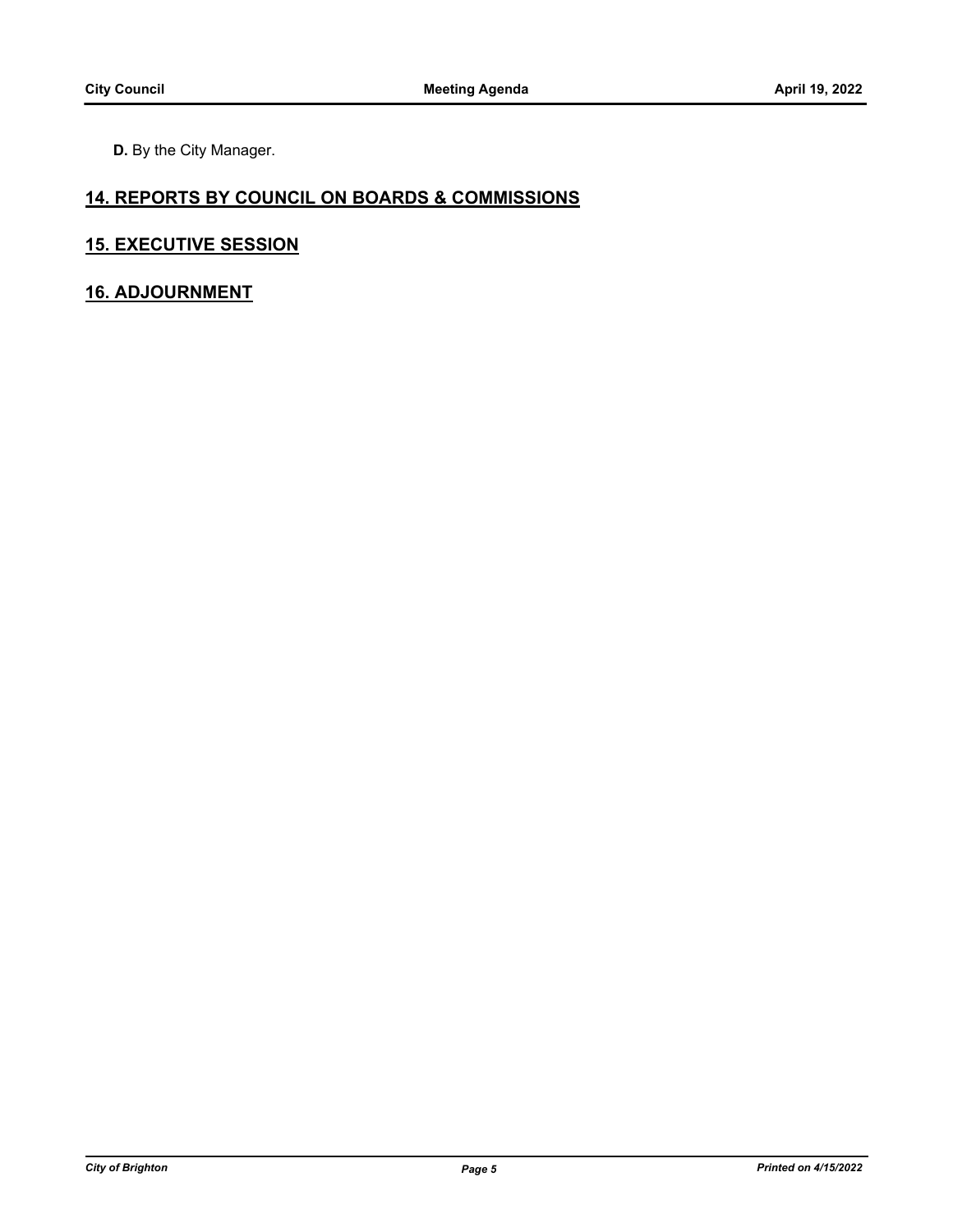**D.** By the City Manager.

## 14. REPORTS BY COUNCIL ON BOARDS & COMMISSIONS

## 15. EXECUTIVE SESSION

## 16. ADJOURNMENT